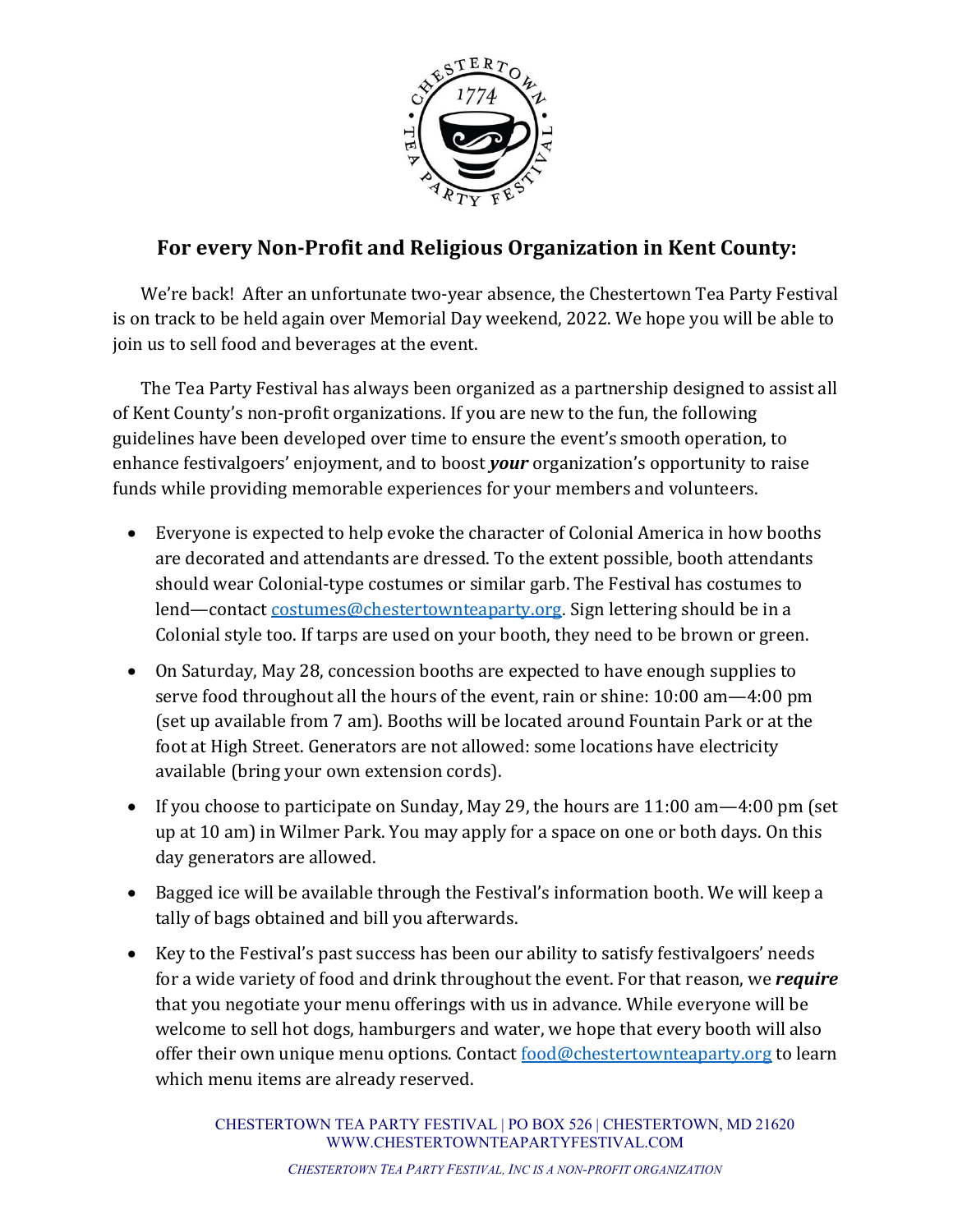## For every Non-Profit and Religious Organization in Kent County:

We're back! After an unfortunate two-year absence, the Chestertown Tea Party Festival is on track to be held again over Memorial Day weekend, 2022. We hope you will be able to join us to sell food and beverages at the event.

The Tea Party Festival has always been organized as a partnership designed to assist all of Kent County's non-profit organizations. If you are new to the fun, the following guidelines have been developed over time to ensure the event's smooth operation, to enhance festivalgoers' enjoyment, and to boost ***your*** organization's opportunity to raise funds while providing memorable experiences for your members and volunteers.

- Everyone is expected to help evoke the character of Colonial America in how booths are decorated and attendants are dressed. To the extent possible, booth attendants should wear Colonial-type costumes or similar garb. The Festival has costumes to lend—contact costumes@chestertownteaparty.org. Sign lettering should be in a Colonial style too. If tarps are used on your booth, they need to be brown or green.
- On Saturday, May 28, concession booths are expected to have enough supplies to serve food throughout all the hours of the event, rain or shine: 10:00 am—4:00 pm (set up available from 7 am). Booths will be located around Fountain Park or at the foot at High Street. Generators are not allowed: some locations have electricity available (bring your own extension cords).
- If you choose to participate on Sunday, May 29, the hours are 11:00 am—4:00 pm (set up at 10 am) in Wilmer Park. You may apply for a space on one or both days. On this day generators are allowed.
- Bagged ice will be available through the Festival's information booth. We will keep a tally of bags obtained and bill you afterwards.
- Key to the Festival's past success has been our ability to satisfy festivalgoers' needs for a wide variety of food and drink throughout the event. For that reason, we ***require*** that you negotiate your menu offerings with us in advance. While everyone will be welcome to sell hot dogs, hamburgers and water, we hope that every booth will also offer their own unique menu options. Contact food@chestertownteaparty.org to learn which menu items are already reserved.

CHESTERTOWN TEA PARTY FESTIVAL | PO BOX 526 | CHESTERTOWN, MD 21620
WWW.CHESTERTOWNTEAPARTYFESTIVAL.COM

*CHESTERTOWN TEA PARTY FESTIVAL, INC IS A NON-PROFIT ORGANIZATION*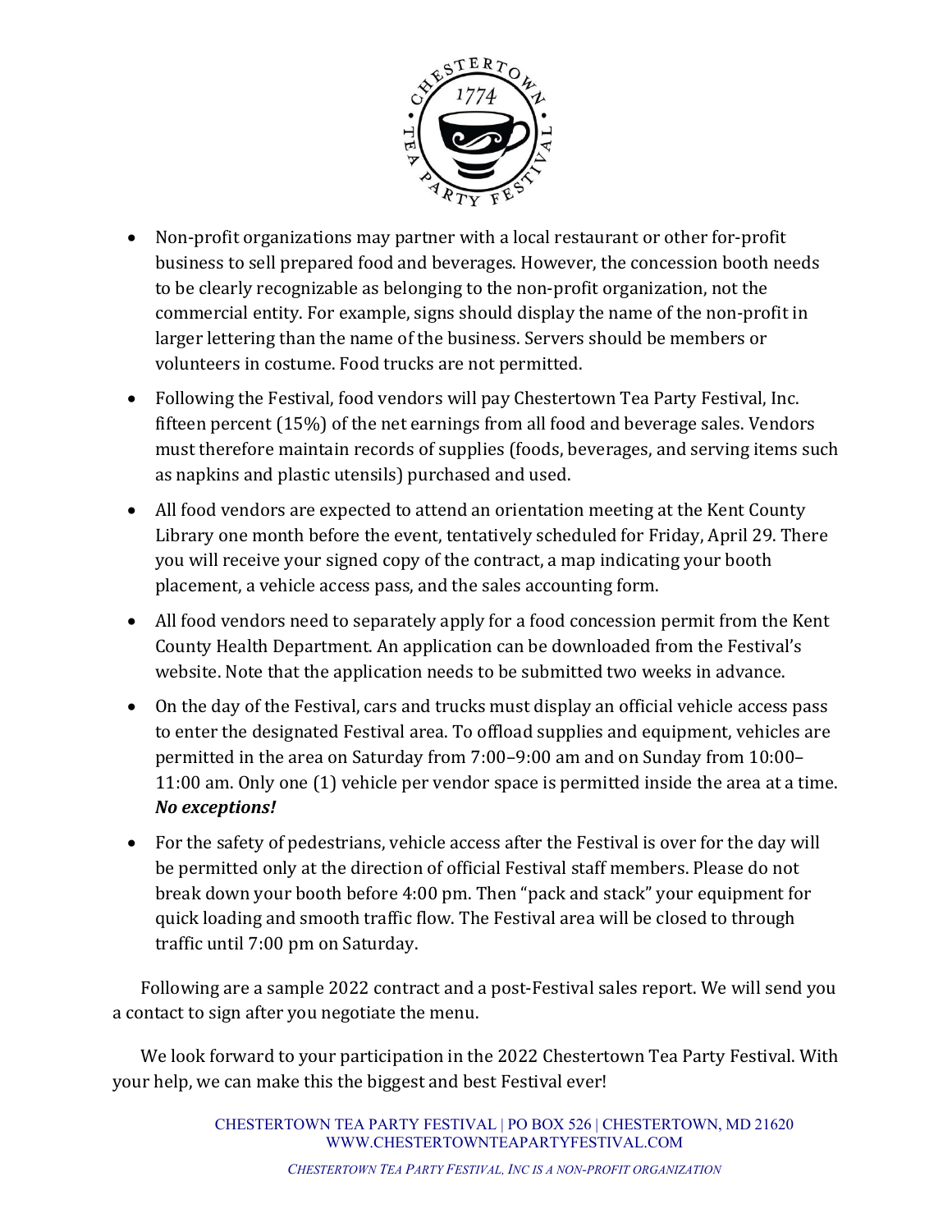- Non-profit organizations may partner with a local restaurant or other for-profit business to sell prepared food and beverages. However, the concession booth needs to be clearly recognizable as belonging to the non-profit organization, not the commercial entity. For example, signs should display the name of the non-profit in larger lettering than the name of the business. Servers should be members or volunteers in costume. Food trucks are not permitted.
- Following the Festival, food vendors will pay Chestertown Tea Party Festival, Inc. fifteen percent (15%) of the net earnings from all food and beverage sales. Vendors must therefore maintain records of supplies (foods, beverages, and serving items such as napkins and plastic utensils) purchased and used.
- All food vendors are expected to attend an orientation meeting at the Kent County Library one month before the event, tentatively scheduled for Friday, April 29. There you will receive your signed copy of the contract, a map indicating your booth placement, a vehicle access pass, and the sales accounting form.
- All food vendors need to separately apply for a food concession permit from the Kent County Health Department. An application can be downloaded from the Festival's website. Note that the application needs to be submitted two weeks in advance.
- On the day of the Festival, cars and trucks must display an official vehicle access pass to enter the designated Festival area. To offload supplies and equipment, vehicles are permitted in the area on Saturday from 7:00–9:00 am and on Sunday from 10:00–11:00 am. Only one (1) vehicle per vendor space is permitted inside the area at a time. ***No exceptions!***
- For the safety of pedestrians, vehicle access after the Festival is over for the day will be permitted only at the direction of official Festival staff members. Please do not break down your booth before 4:00 pm. Then "pack and stack" your equipment for quick loading and smooth traffic flow. The Festival area will be closed to through traffic until 7:00 pm on Saturday.

Following are a sample 2022 contract and a post-Festival sales report. We will send you a contact to sign after you negotiate the menu.

We look forward to your participation in the 2022 Chestertown Tea Party Festival. With your help, we can make this the biggest and best Festival ever!

CHESTERTOWN TEA PARTY FESTIVAL | PO BOX 526 | CHESTERTOWN, MD 21620
WWW.CHESTERTOWNTEAPARTYFESTIVAL.COM

*CHESTERTOWN TEA PARTY FESTIVAL, INC IS A NON-PROFIT ORGANIZATION*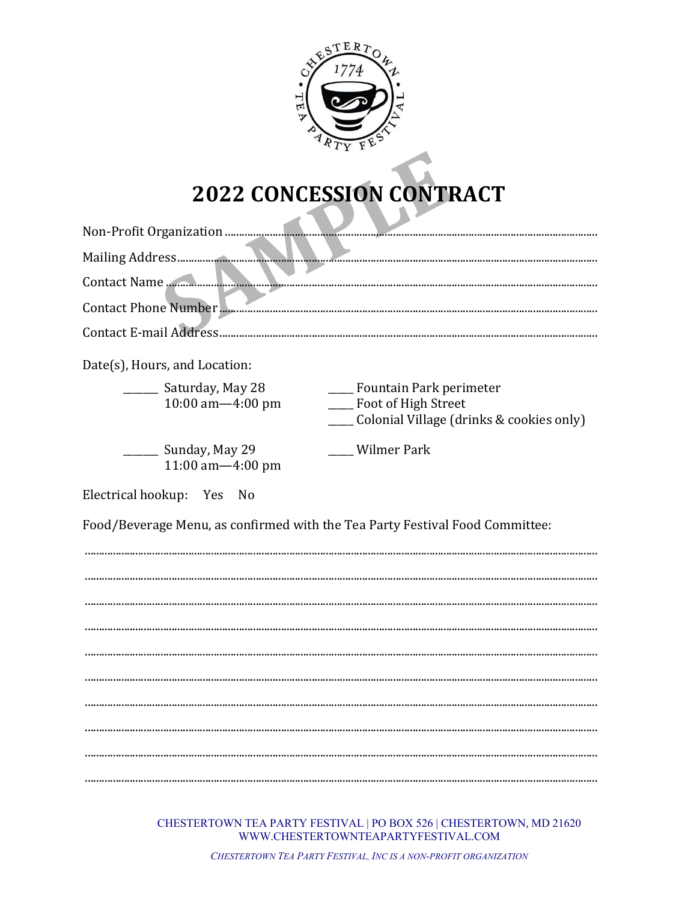# 2022 CONCESSION CONTRACT

SAMPLE

Non-Profit Organization ..............................................................................................................

Mailing Address..............................................................................................................

Contact Name ..............................................................................................................

Contact Phone Number ..............................................................................................................

Contact E-mail Address..............................................................................................................

Date(s), Hours, and Location:

______ Saturday, May 28
10:00 am—4:00 pm

______ Sunday, May 29
11:00 am—4:00 pm

____ Fountain Park perimeter
____ Foot of High Street
____ Colonial Village (drinks & cookies only)
____ Wilmer Park

Electrical hookup: Yes No

Food/Beverage Menu, as confirmed with the Tea Party Festival Food Committee:

..............................................................................................................................................

..............................................................................................................................................

..............................................................................................................................................

..............................................................................................................................................

..............................................................................................................................................

..............................................................................................................................................

..............................................................................................................................................

..............................................................................................................................................

..............................................................................................................................................

..............................................................................................................................................

CHESTERTOWN TEA PARTY FESTIVAL | PO BOX 526 | CHESTERTOWN, MD 21620
WWW.CHESTERTOWNTEAPARTYFESTIVAL.COM

*CHESTERTOWN TEA PARTY FESTIVAL, INC IS A NON-PROFIT ORGANIZATION*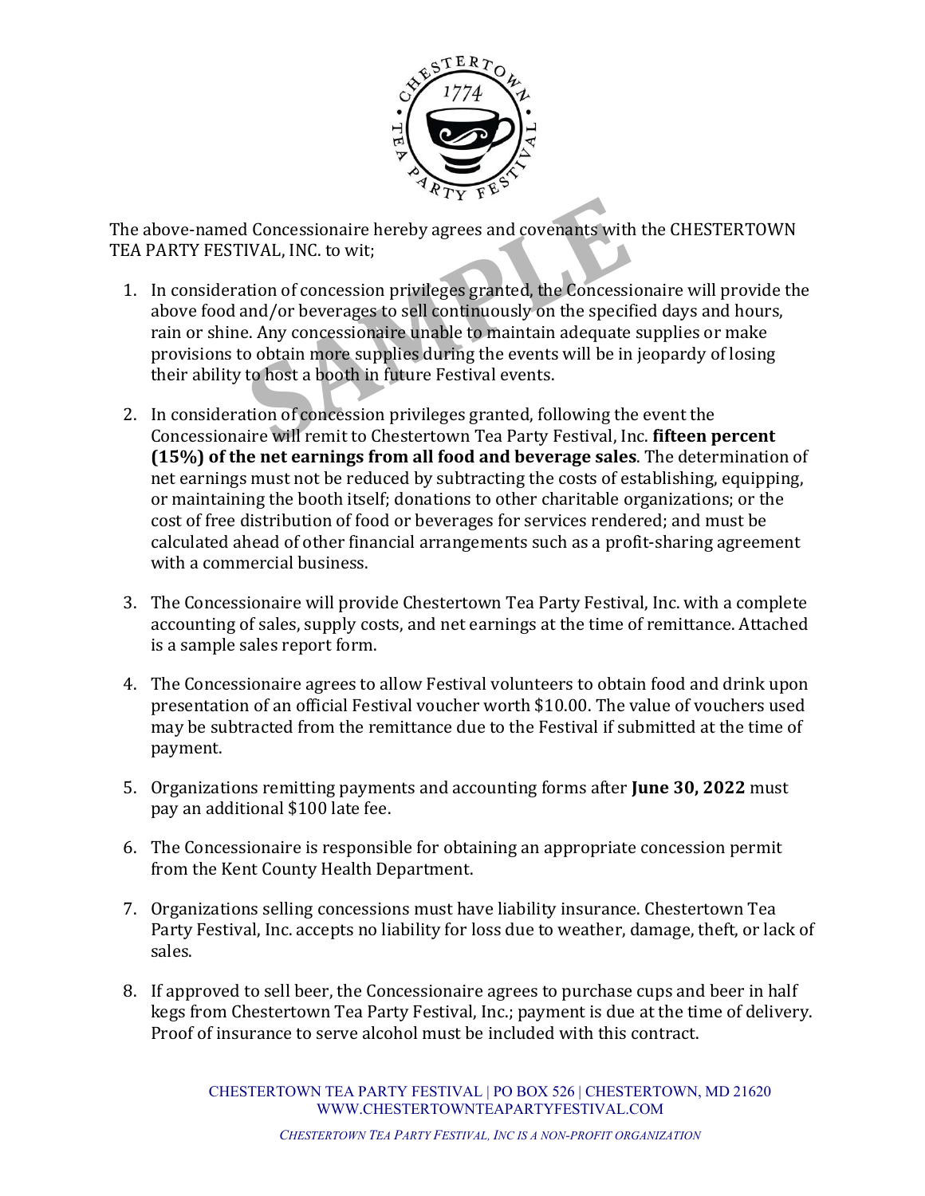The above-named Concessionaire hereby agrees and covenants with the CHESTERTOWN TEA PARTY FESTIVAL, INC. to wit;

1. In consideration of concession privileges granted, the Concessionaire will provide the above food and/or beverages to sell continuously on the specified days and hours, rain or shine. Any concessionaire unable to maintain adequate supplies or make provisions to obtain more supplies during the events will be in jeopardy of losing their ability to host a booth in future Festival events.

2. In consideration of concession privileges granted, following the event the Concessionaire will remit to Chestertown Tea Party Festival, Inc. **fifteen percent (15%) of the net earnings from all food and beverage sales**. The determination of net earnings must not be reduced by subtracting the costs of establishing, equipping, or maintaining the booth itself; donations to other charitable organizations; or the cost of free distribution of food or beverages for services rendered; and must be calculated ahead of other financial arrangements such as a profit-sharing agreement with a commercial business.

3. The Concessionaire will provide Chestertown Tea Party Festival, Inc. with a complete accounting of sales, supply costs, and net earnings at the time of remittance. Attached is a sample sales report form.

4. The Concessionaire agrees to allow Festival volunteers to obtain food and drink upon presentation of an official Festival voucher worth $10.00. The value of vouchers used may be subtracted from the remittance due to the Festival if submitted at the time of payment.

5. Organizations remitting payments and accounting forms after **June 30, 2022** must pay an additional $100 late fee.

6. The Concessionaire is responsible for obtaining an appropriate concession permit from the Kent County Health Department.

7. Organizations selling concessions must have liability insurance. Chestertown Tea Party Festival, Inc. accepts no liability for loss due to weather, damage, theft, or lack of sales.

8. If approved to sell beer, the Concessionaire agrees to purchase cups and beer in half kegs from Chestertown Tea Party Festival, Inc.; payment is due at the time of delivery. Proof of insurance to serve alcohol must be included with this contract.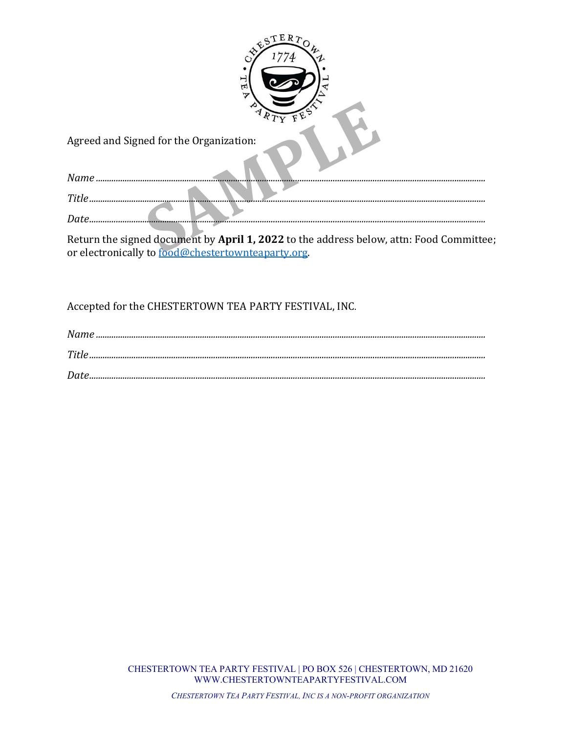Agreed and Signed for the Organization:

*Name* .............................................................................................................................................

*Title* .............................................................................................................................................

*Date* .............................................................................................................................................

Return the signed document by **April 1, 2022** to the address below, attn: Food Committee; or electronically to [food@chestertownteaparty.org](mailto:food@chestertownteaparty.org).

Accepted for the CHESTERTOWN TEA PARTY FESTIVAL, INC.

*Name* .............................................................................................................................................

*Title* .............................................................................................................................................

*Date* .............................................................................................................................................

CHESTERTOWN TEA PARTY FESTIVAL | PO BOX 526 | CHESTERTOWN, MD 21620
WWW.CHESTERTOWNTEAPARTYFESTIVAL.COM

*CHESTERTOWN TEA PARTY FESTIVAL, INC IS A NON-PROFIT ORGANIZATION*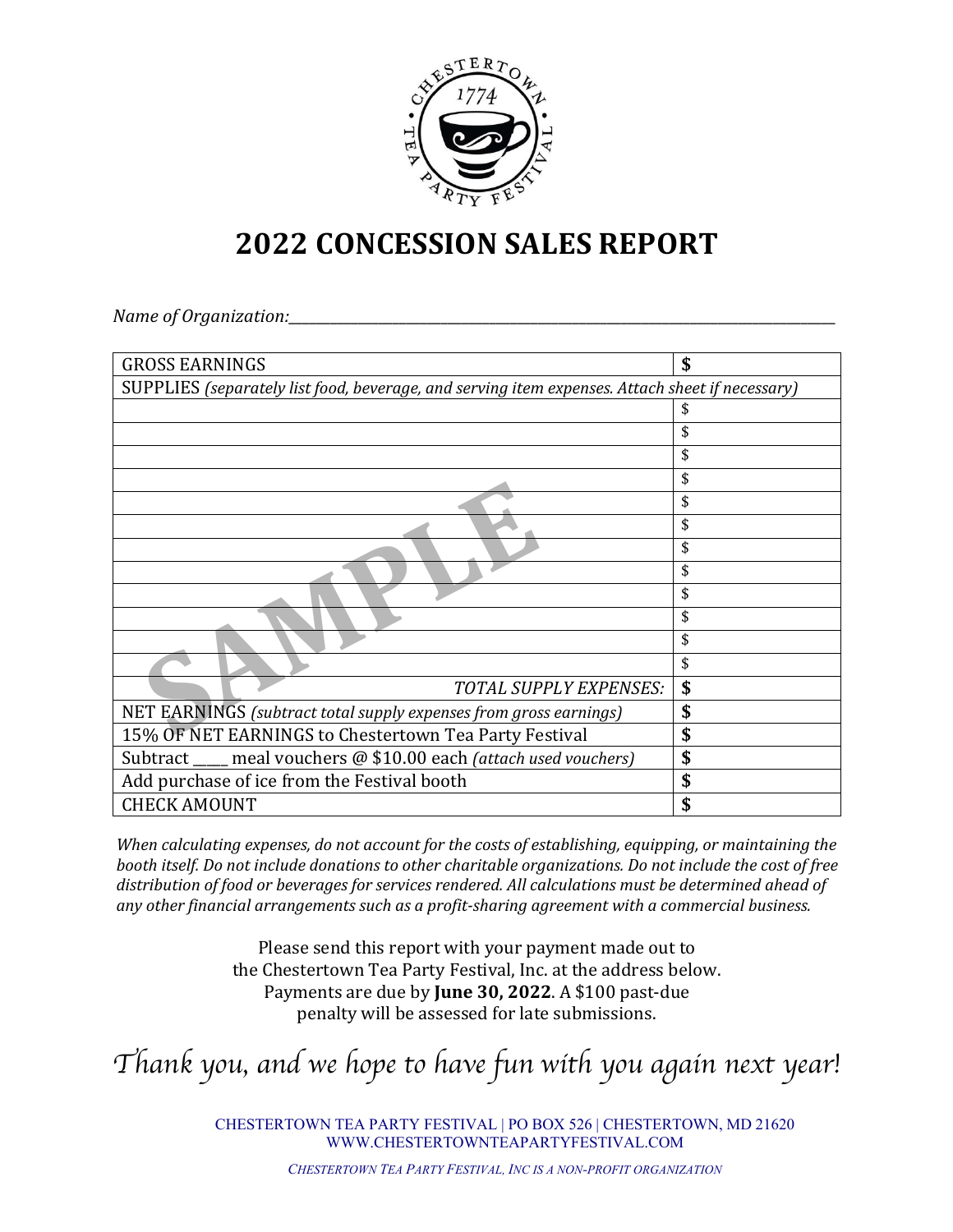# 2022 CONCESSION SALES REPORT

*Name of Organization:*\_\_\_\_\_\_\_\_\_\_\_\_\_\_\_\_\_\_\_\_\_\_\_\_\_\_\_\_\_\_\_\_\_\_\_\_\_\_\_\_\_\_\_\_\_\_\_\_\_\_\_\_\_\_\_\_\_\_\_\_

| | |
|---|---|
| GROSS EARNINGS | **$** |
| SUPPLIES *(separately list food, beverage, and serving item expenses. Attach sheet if necessary)* | |
| | $ |
| | $ |
| | $ |
| | $ |
| | $ |
| | $ |
| | $ |
| | $ |
| | $ |
| | $ |
| | $ |
| | $ |
| *TOTAL SUPPLY EXPENSES:* | **$** |
| NET EARNINGS *(subtract total supply expenses from gross earnings)* | **$** |
| 15% OF NET EARNINGS to Chestertown Tea Party Festival | **$** |
| Subtract \_\_\_\_ meal vouchers @ $10.00 each *(attach used vouchers)* | **$** |
| Add purchase of ice from the Festival booth | **$** |
| CHECK AMOUNT | **$** |

SAMPLE

*When calculating expenses, do not account for the costs of establishing, equipping, or maintaining the booth itself. Do not include donations to other charitable organizations. Do not include the cost of free distribution of food or beverages for services rendered. All calculations must be determined ahead of any other financial arrangements such as a profit-sharing agreement with a commercial business.*

Please send this report with your payment made out to the Chestertown Tea Party Festival, Inc. at the address below. Payments are due by **June 30, 2022**. A $100 past-due penalty will be assessed for late submissions.

*Thank you, and we hope to have fun with you again next year!*

CHESTERTOWN TEA PARTY FESTIVAL | PO BOX 526 | CHESTERTOWN, MD 21620
WWW.CHESTERTOWNTEAPARTYFESTIVAL.COM

*CHESTERTOWN TEA PARTY FESTIVAL, INC IS A NON-PROFIT ORGANIZATION*